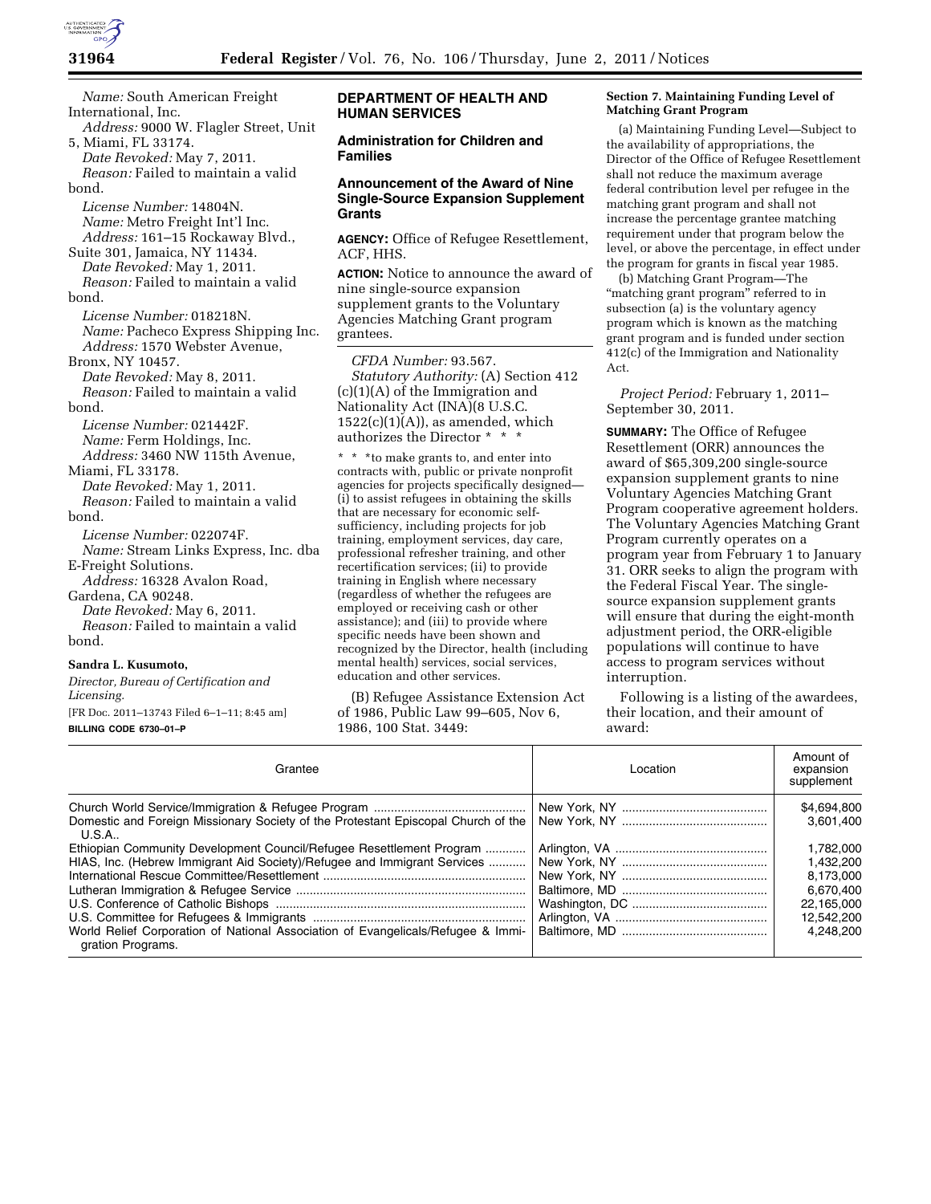*Name:* South American Freight International, Inc.
*Address:* 9000 W. Flagler Street, Unit 5, Miami, FL 33174.
*Date Revoked:* May 7, 2011.
*Reason:* Failed to maintain a valid bond.
*License Number:* 14804N.
*Name:* Metro Freight Int'l Inc.
*Address:* 161–15 Rockaway Blvd., Suite 301, Jamaica, NY 11434.
*Date Revoked:* May 1, 2011.
*Reason:* Failed to maintain a valid bond.
*License Number:* 018218N.
*Name:* Pacheco Express Shipping Inc.
*Address:* 1570 Webster Avenue, Bronx, NY 10457.
*Date Revoked:* May 8, 2011.
*Reason:* Failed to maintain a valid bond.
*License Number:* 021442F.
*Name:* Ferm Holdings, Inc.
*Address:* 3460 NW 115th Avenue, Miami, FL 33178.
*Date Revoked:* May 1, 2011.
*Reason:* Failed to maintain a valid bond.
*License Number:* 022074F.
*Name:* Stream Links Express, Inc. dba E-Freight Solutions.
*Address:* 16328 Avalon Road, Gardena, CA 90248.
*Date Revoked:* May 6, 2011.
*Reason:* Failed to maintain a valid bond.

**Sandra L. Kusumoto,**
*Director, Bureau of Certification and Licensing.*

[FR Doc. 2011–13743 Filed 6–1–11; 8:45 am]

**BILLING CODE 6730–01–P**

## DEPARTMENT OF HEALTH AND HUMAN SERVICES

### Administration for Children and Families

### Announcement of the Award of Nine Single-Source Expansion Supplement Grants

**AGENCY:** Office of Refugee Resettlement, ACF, HHS.

**ACTION:** Notice to announce the award of nine single-source expansion supplement grants to the Voluntary Agencies Matching Grant program grantees.

*CFDA Number:* 93.567.

*Statutory Authority:* (A) Section 412 (c)(1)(A) of the Immigration and Nationality Act (INA)(8 U.S.C. 1522(c)(1)(A)), as amended, which authorizes the Director * * *

* * *to make grants to, and enter into contracts with, public or private nonprofit agencies for projects specifically designed— (i) to assist refugees in obtaining the skills that are necessary for economic self-sufficiency, including projects for job training, employment services, day care, professional refresher training, and other recertification services; (ii) to provide training in English where necessary (regardless of whether the refugees are employed or receiving cash or other assistance); and (iii) to provide where specific needs have been shown and recognized by the Director, health (including mental health) services, social services, education and other services.

(B) Refugee Assistance Extension Act of 1986, Public Law 99–605, Nov 6, 1986, 100 Stat. 3449:

**Section 7. Maintaining Funding Level of Matching Grant Program**

(a) Maintaining Funding Level—Subject to the availability of appropriations, the Director of the Office of Refugee Resettlement shall not reduce the maximum average federal contribution level per refugee in the matching grant program and shall not increase the percentage grantee matching requirement under that program below the level, or above the percentage, in effect under the program for grants in fiscal year 1985.

(b) Matching Grant Program—The "matching grant program" referred to in subsection (a) is the voluntary agency program which is known as the matching grant program and is funded under section 412(c) of the Immigration and Nationality Act.

*Project Period:* February 1, 2011–September 30, 2011.

**SUMMARY:** The Office of Refugee Resettlement (ORR) announces the award of $65,309,200 single-source expansion supplement grants to nine Voluntary Agencies Matching Grant Program cooperative agreement holders. The Voluntary Agencies Matching Grant Program currently operates on a program year from February 1 to January 31. ORR seeks to align the program with the Federal Fiscal Year. The single-source expansion supplement grants will ensure that during the eight-month adjustment period, the ORR-eligible populations will continue to have access to program services without interruption.

Following is a listing of the awardees, their location, and their amount of award:

| Grantee | Location | Amount of expansion supplement |
|---|---|---|
| Church World Service/Immigration & Refugee Program | New York, NY | $4,694,800 |
| Domestic and Foreign Missionary Society of the Protestant Episcopal Church of the U.S.A.. | New York, NY | 3,601,400 |
| Ethiopian Community Development Council/Refugee Resettlement Program | Arlington, VA | 1,782,000 |
| HIAS, Inc. (Hebrew Immigrant Aid Society)/Refugee and Immigrant Services | New York, NY | 1,432,200 |
| International Rescue Committee/Resettlement | New York, NY | 8,173,000 |
| Lutheran Immigration & Refugee Service | Baltimore, MD | 6,670,400 |
| U.S. Conference of Catholic Bishops | Washington, DC | 22,165,000 |
| U.S. Committee for Refugees & Immigrants | Arlington, VA | 12,542,200 |
| World Relief Corporation of National Association of Evangelicals/Refugee & Immigration Programs. | Baltimore, MD | 4,248,200 |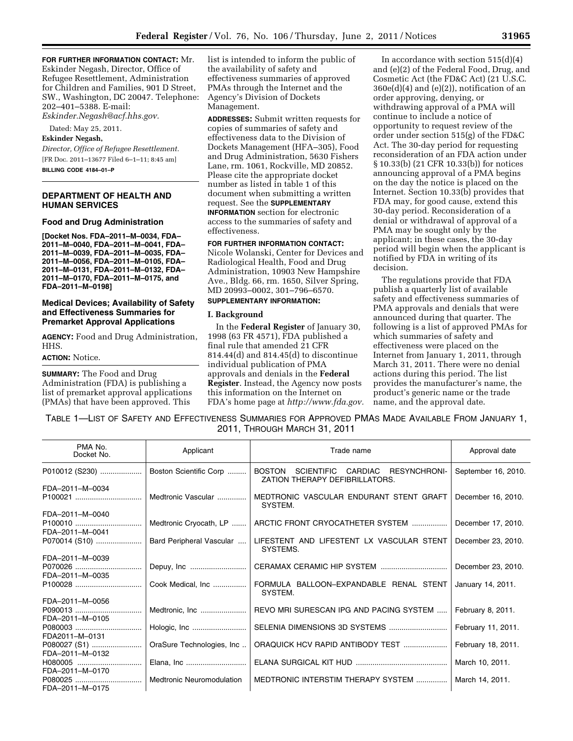**FOR FURTHER INFORMATION CONTACT:** Mr. Eskinder Negash, Director, Office of Refugee Resettlement, Administration for Children and Families, 901 D Street, SW., Washington, DC 20047. Telephone: 202–401–5388. E-mail: *Eskinder.Negash@acf.hhs.gov.*

Dated: May 25, 2011.

**Eskinder Negash,**

*Director, Office of Refugee Resettlement.*

[FR Doc. 2011–13677 Filed 6–1–11; 8:45 am]

**BILLING CODE 4184–01–P**

## DEPARTMENT OF HEALTH AND HUMAN SERVICES

### Food and Drug Administration

**[Docket Nos. FDA–2011–M–0034, FDA–2011–M–0040, FDA–2011–M–0041, FDA–2011–M–0039, FDA–2011–M–0035, FDA–2011–M–0056, FDA–2011–M–0105, FDA–2011–M–0131, FDA–2011–M–0132, FDA–2011–M–0170, FDA–2011–M–0175, and FDA–2011–M–0198]**

### Medical Devices; Availability of Safety and Effectiveness Summaries for Premarket Approval Applications

**AGENCY:** Food and Drug Administration, HHS.

**ACTION:** Notice.

**SUMMARY:** The Food and Drug Administration (FDA) is publishing a list of premarket approval applications (PMAs) that have been approved. This list is intended to inform the public of the availability of safety and effectiveness summaries of approved PMAs through the Internet and the Agency's Division of Dockets Management.

**ADDRESSES:** Submit written requests for copies of summaries of safety and effectiveness data to the Division of Dockets Management (HFA–305), Food and Drug Administration, 5630 Fishers Lane, rm. 1061, Rockville, MD 20852. Please cite the appropriate docket number as listed in table 1 of this document when submitting a written request. See the **SUPPLEMENTARY INFORMATION** section for electronic access to the summaries of safety and effectiveness.

**FOR FURTHER INFORMATION CONTACT:** Nicole Wolanski, Center for Devices and Radiological Health, Food and Drug Administration, 10903 New Hampshire Ave., Bldg. 66, rm. 1650, Silver Spring, MD 20993–0002, 301–796–6570.

**SUPPLEMENTARY INFORMATION:**

**I. Background**

In the **Federal Register** of January 30, 1998 (63 FR 4571), FDA published a final rule that amended 21 CFR 814.44(d) and 814.45(d) to discontinue individual publication of PMA approvals and denials in the **Federal Register**. Instead, the Agency now posts this information on the Internet on FDA's home page at *http://www.fda.gov.*

In accordance with section 515(d)(4) and (e)(2) of the Federal Food, Drug, and Cosmetic Act (the FD&C Act) (21 U.S.C. 360e(d)(4) and (e)(2)), notification of an order approving, denying, or withdrawing approval of a PMA will continue to include a notice of opportunity to request review of the order under section 515(g) of the FD&C Act. The 30-day period for requesting reconsideration of an FDA action under § 10.33(b) (21 CFR 10.33(b)) for notices announcing approval of a PMA begins on the day the notice is placed on the Internet. Section 10.33(b) provides that FDA may, for good cause, extend this 30-day period. Reconsideration of a denial or withdrawal of approval of a PMA may be sought only by the applicant; in these cases, the 30-day period will begin when the applicant is notified by FDA in writing of its decision.

The regulations provide that FDA publish a quarterly list of available safety and effectiveness summaries of PMA approvals and denials that were announced during that quarter. The following is a list of approved PMAs for which summaries of safety and effectiveness were placed on the Internet from January 1, 2011, through March 31, 2011. There were no denial actions during this period. The list provides the manufacturer's name, the product's generic name or the trade name, and the approval date.

TABLE 1—LIST OF SAFETY AND EFFECTIVENESS SUMMARIES FOR APPROVED PMAS MADE AVAILABLE FROM JANUARY 1, 2011, THROUGH MARCH 31, 2011

| PMA No. Docket No. | Applicant | Trade name | Approval date |
|---|---|---|---|
| P010012 (S230) FDA–2011–M–0034 | Boston Scientific Corp | BOSTON SCIENTIFIC CARDIAC RESYNCHRONIZATION THERAPY DEFIBRILLATORS. | September 16, 2010. |
| P100021 FDA–2011–M–0040 | Medtronic Vascular | MEDTRONIC VASCULAR ENDURANT STENT GRAFT SYSTEM. | December 16, 2010. |
| P100010 FDA–2011–M–0041 | Medtronic Cryocath, LP | ARCTIC FRONT CRYOCATHETER SYSTEM | December 17, 2010. |
| P070014 (S10) FDA–2011–M–0039 | Bard Peripheral Vascular | LIFESTENT AND LIFESTENT LX VASCULAR STENT SYSTEMS. | December 23, 2010. |
| P070026 FDA–2011–M–0035 | Depuy, Inc | CERAMAX CERAMIC HIP SYSTEM | December 23, 2010. |
| P100028 FDA–2011–M–0056 | Cook Medical, Inc | FORMULA BALLOON–EXPANDABLE RENAL STENT SYSTEM. | January 14, 2011. |
| P090013 FDA–2011–M–0105 | Medtronic, Inc | REVO MRI SURESCAN IPG AND PACING SYSTEM | February 8, 2011. |
| P080003 FDA2011–M–0131 | Hologic, Inc | SELENIA DIMENSIONS 3D SYSTEMS | February 11, 2011. |
| P080027 (S1) FDA–2011–M–0132 | OraSure Technologies, Inc | ORAQUICK HCV RAPID ANTIBODY TEST | February 18, 2011. |
| H080005 FDA–2011–M–0170 | Elana, Inc | ELANA SURGICAL KIT HUD | March 10, 2011. |
| P080025 FDA–2011–M–0175 | Medtronic Neuromodulation | MEDTRONIC INTERSTIM THERAPY SYSTEM | March 14, 2011. |